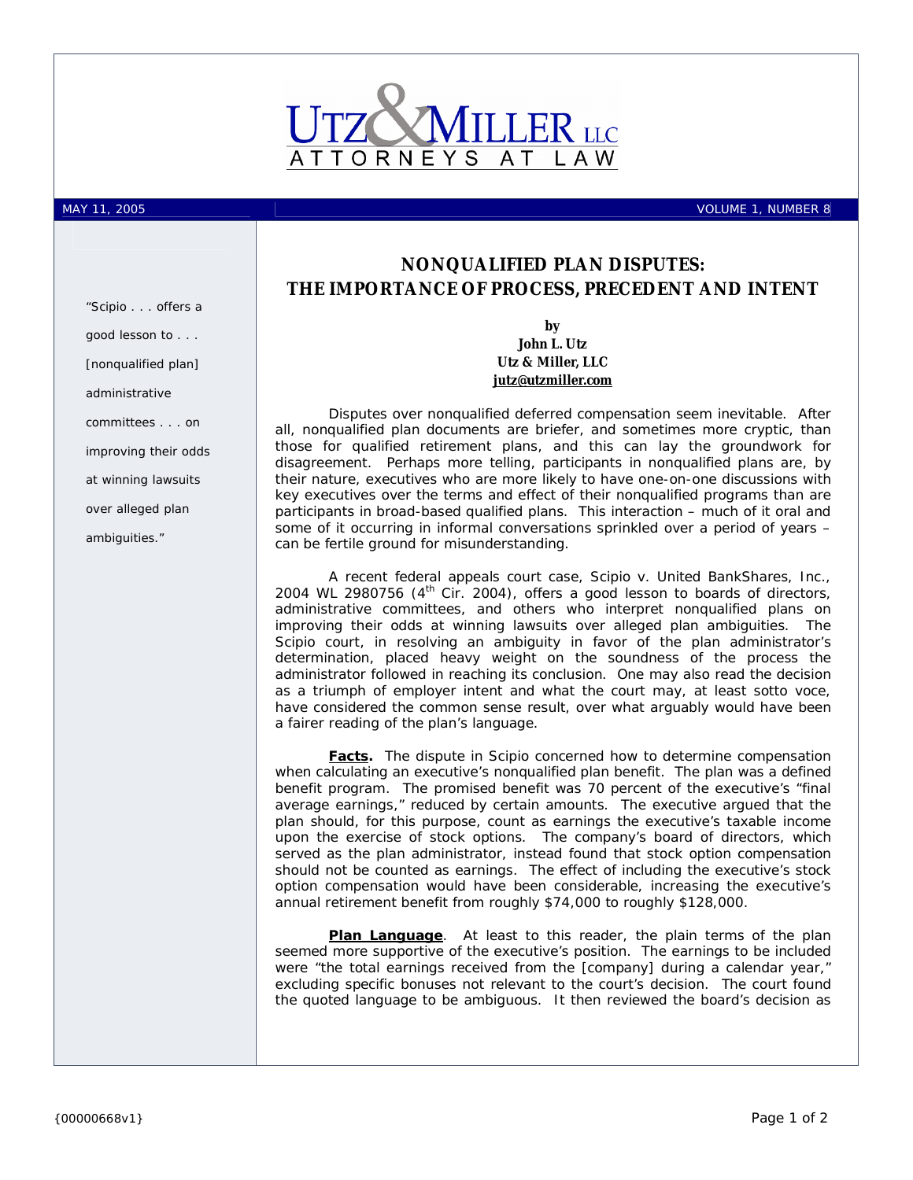UTZ & MILLER LLC
ATTORNEYS AT LAW

MAY 11, 2005 | VOLUME 1, NUMBER 8

> "Scipio . . . offers a good lesson to . . . [nonqualified plan] administrative committees . . . on improving their odds at winning lawsuits over alleged plan ambiguities."

# NONQUALIFIED PLAN DISPUTES: THE IMPORTANCE OF PROCESS, PRECEDENT AND INTENT

**by**
**John L. Utz**
**Utz & Miller, LLC**
**jutz@utzmiller.com**

Disputes over nonqualified deferred compensation seem inevitable. After all, nonqualified plan documents are briefer, and sometimes more cryptic, than those for qualified retirement plans, and this can lay the groundwork for disagreement. Perhaps more telling, participants in nonqualified plans are, by their nature, executives who are more likely to have one-on-one discussions with key executives over the terms and effect of their nonqualified programs than are participants in broad-based qualified plans. This interaction – much of it oral and some of it occurring in informal conversations sprinkled over a period of years – can be fertile ground for misunderstanding.

A recent federal appeals court case, Scipio v. United BankShares, Inc., 2004 WL 2980756 (4th Cir. 2004), offers a good lesson to boards of directors, administrative committees, and others who interpret nonqualified plans on improving their odds at winning lawsuits over alleged plan ambiguities. The Scipio court, in resolving an ambiguity in favor of the plan administrator's determination, placed heavy weight on the soundness of the process the administrator followed in reaching its conclusion. One may also read the decision as a triumph of employer intent and what the court may, at least sotto voce, have considered the common sense result, over what arguably would have been a fairer reading of the plan's language.

**Facts.** The dispute in Scipio concerned how to determine compensation when calculating an executive's nonqualified plan benefit. The plan was a defined benefit program. The promised benefit was 70 percent of the executive's "final average earnings," reduced by certain amounts. The executive argued that the plan should, for this purpose, count as earnings the executive's taxable income upon the exercise of stock options. The company's board of directors, which served as the plan administrator, instead found that stock option compensation should not be counted as earnings. The effect of including the executive's stock option compensation would have been considerable, increasing the executive's annual retirement benefit from roughly $74,000 to roughly $128,000.

**Plan Language**. At least to this reader, the plain terms of the plan seemed more supportive of the executive's position. The earnings to be included were "the total earnings received from the [company] during a calendar year," excluding specific bonuses not relevant to the court's decision. The court found the quoted language to be ambiguous. It then reviewed the board's decision as

{00000668v1}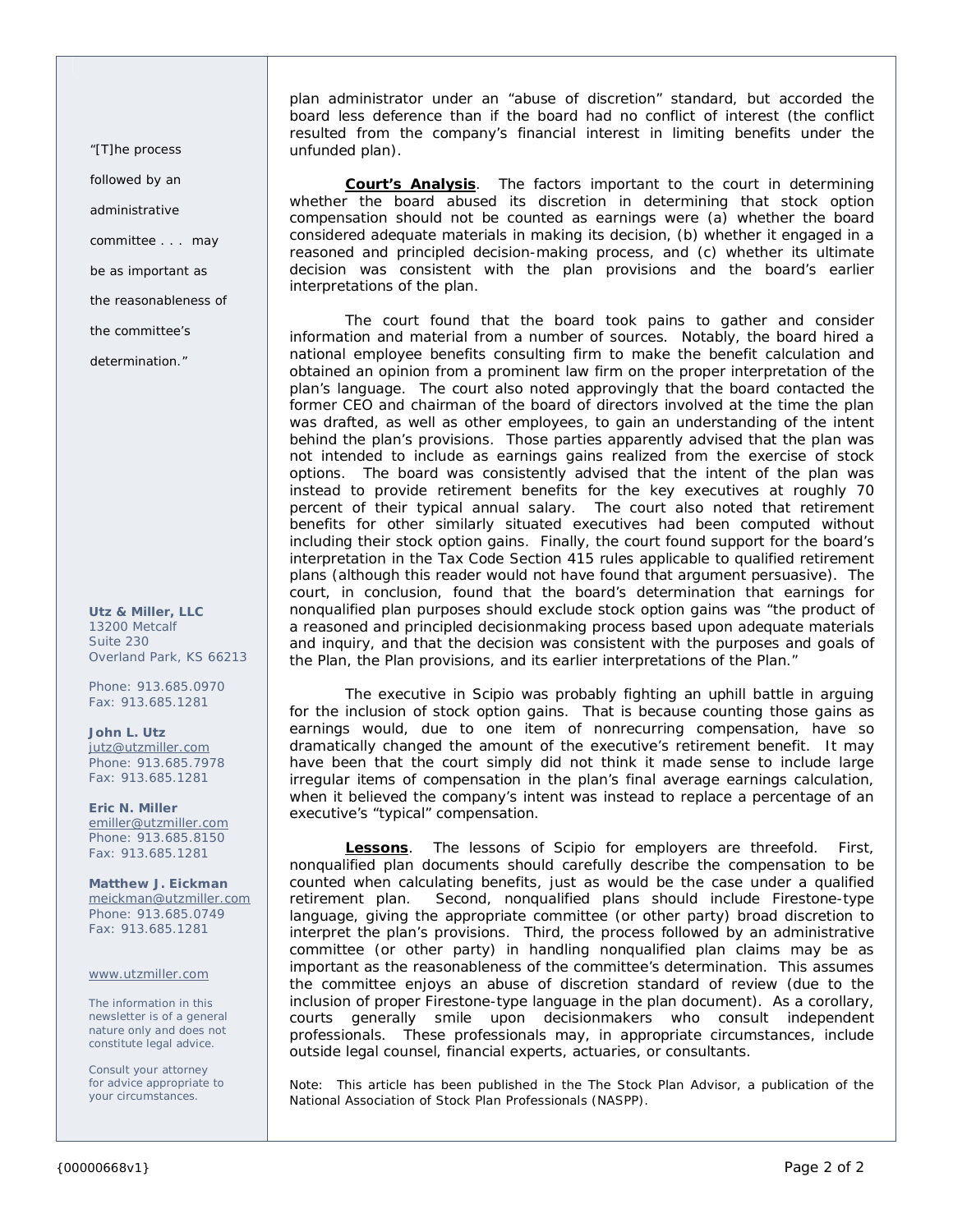plan administrator under an "abuse of discretion" standard, but accorded the board less deference than if the board had no conflict of interest (the conflict resulted from the company's financial interest in limiting benefits under the unfunded plan).

**Court's Analysis**. The factors important to the court in determining whether the board abused its discretion in determining that stock option compensation should not be counted as earnings were (a) whether the board considered adequate materials in making its decision, (b) whether it engaged in a reasoned and principled decision-making process, and (c) whether its ultimate decision was consistent with the plan provisions and the board's earlier interpretations of the plan.

The court found that the board took pains to gather and consider information and material from a number of sources. Notably, the board hired a national employee benefits consulting firm to make the benefit calculation and obtained an opinion from a prominent law firm on the proper interpretation of the plan's language. The court also noted approvingly that the board contacted the former CEO and chairman of the board of directors involved at the time the plan was drafted, as well as other employees, to gain an understanding of the intent behind the plan's provisions. Those parties apparently advised that the plan was not intended to include as earnings gains realized from the exercise of stock options. The board was consistently advised that the intent of the plan was instead to provide retirement benefits for the key executives at roughly 70 percent of their typical annual salary. The court also noted that retirement benefits for other similarly situated executives had been computed without including their stock option gains. Finally, the court found support for the board's interpretation in the Tax Code Section 415 rules applicable to qualified retirement plans (although this reader would not have found that argument persuasive). The court, in conclusion, found that the board's determination that earnings for nonqualified plan purposes should exclude stock option gains was "the product of a reasoned and principled decisionmaking process based upon adequate materials and inquiry, and that the decision was consistent with the purposes and goals of the Plan, the Plan provisions, and its earlier interpretations of the Plan."

The executive in Scipio was probably fighting an uphill battle in arguing for the inclusion of stock option gains. That is because counting those gains as earnings would, due to one item of nonrecurring compensation, have so dramatically changed the amount of the executive's retirement benefit. It may have been that the court simply did not think it made sense to include large irregular items of compensation in the plan's final average earnings calculation, when it believed the company's intent was instead to replace a percentage of an executive's "typical" compensation.

**Lessons**. The lessons of Scipio for employers are threefold. First, nonqualified plan documents should carefully describe the compensation to be counted when calculating benefits, just as would be the case under a qualified retirement plan. Second, nonqualified plans should include Firestone-type language, giving the appropriate committee (or other party) broad discretion to interpret the plan's provisions. Third, the process followed by an administrative committee (or other party) in handling nonqualified plan claims may be as important as the reasonableness of the committee's determination. This assumes the committee enjoys an abuse of discretion standard of review (due to the inclusion of proper Firestone-type language in the plan document). As a corollary, courts generally smile upon decisionmakers who consult independent professionals. These professionals may, in appropriate circumstances, include outside legal counsel, financial experts, actuaries, or consultants.

Note: This article has been published in the The Stock Plan Advisor, a publication of the National Association of Stock Plan Professionals (NASPP).

"[T]he process followed by an administrative committee . . . may be as important as the reasonableness of the committee's determination."

**Utz & Miller, LLC**
13200 Metcalf
Suite 230
Overland Park, KS 66213

Phone: 913.685.0970
Fax: 913.685.1281

**John L. Utz**
jutz@utzmiller.com
Phone: 913.685.7978
Fax: 913.685.1281

**Eric N. Miller**
emiller@utzmiller.com
Phone: 913.685.8150
Fax: 913.685.1281

**Matthew J. Eickman**
meickman@utzmiller.com
Phone: 913.685.0749
Fax: 913.685.1281

www.utzmiller.com

The information in this newsletter is of a general nature only and does not constitute legal advice.

Consult your attorney for advice appropriate to your circumstances.

{00000668v1}